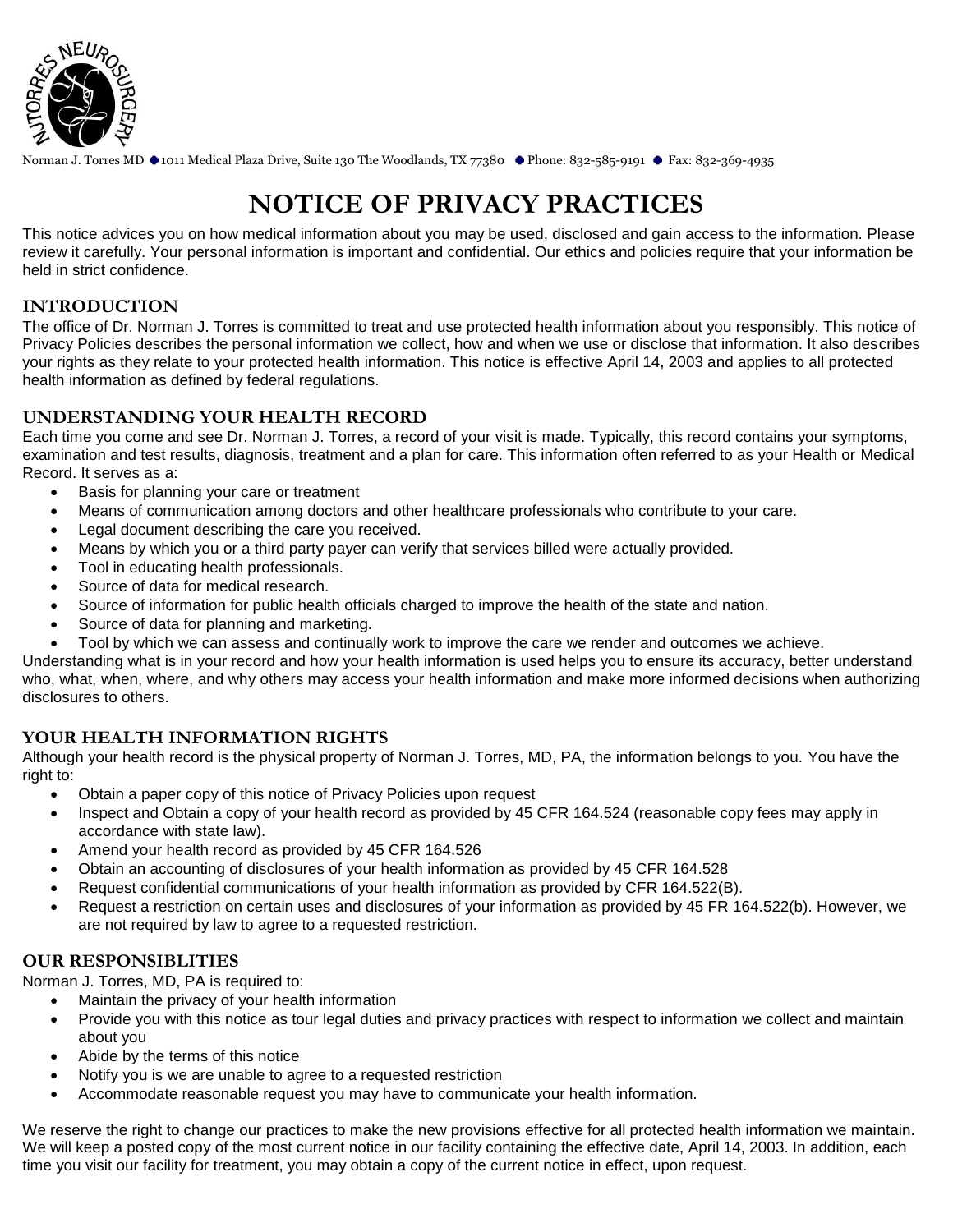Norman J. Torres MD • 1011 Medical Plaza Drive, Suite 130 The Woodlands, TX 77380 • Phone: 832-585-9191 • Fax: 832-369-4935

# NOTICE OF PRIVACY PRACTICES

This notice advices you on how medical information about you may be used, disclosed and gain access to the information. Please review it carefully. Your personal information is important and confidential. Our ethics and policies require that your information be held in strict confidence.

## INTRODUCTION

The office of Dr. Norman J. Torres is committed to treat and use protected health information about you responsibly. This notice of Privacy Policies describes the personal information we collect, how and when we use or disclose that information. It also describes your rights as they relate to your protected health information. This notice is effective April 14, 2003 and applies to all protected health information as defined by federal regulations.

## UNDERSTANDING YOUR HEALTH RECORD

Each time you come and see Dr. Norman J. Torres, a record of your visit is made. Typically, this record contains your symptoms, examination and test results, diagnosis, treatment and a plan for care. This information often referred to as your Health or Medical Record. It serves as a:

- Basis for planning your care or treatment
- Means of communication among doctors and other healthcare professionals who contribute to your care.
- Legal document describing the care you received.
- Means by which you or a third party payer can verify that services billed were actually provided.
- Tool in educating health professionals.
- Source of data for medical research.
- Source of information for public health officials charged to improve the health of the state and nation.
- Source of data for planning and marketing.
- Tool by which we can assess and continually work to improve the care we render and outcomes we achieve.

Understanding what is in your record and how your health information is used helps you to ensure its accuracy, better understand who, what, when, where, and why others may access your health information and make more informed decisions when authorizing disclosures to others.

## YOUR HEALTH INFORMATION RIGHTS

Although your health record is the physical property of Norman J. Torres, MD, PA, the information belongs to you. You have the right to:

- Obtain a paper copy of this notice of Privacy Policies upon request
- Inspect and Obtain a copy of your health record as provided by 45 CFR 164.524 (reasonable copy fees may apply in accordance with state law).
- Amend your health record as provided by 45 CFR 164.526
- Obtain an accounting of disclosures of your health information as provided by 45 CFR 164.528
- Request confidential communications of your health information as provided by CFR 164.522(B).
- Request a restriction on certain uses and disclosures of your information as provided by 45 FR 164.522(b). However, we are not required by law to agree to a requested restriction.

## OUR RESPONSIBLITIES

Norman J. Torres, MD, PA is required to:

- Maintain the privacy of your health information
- Provide you with this notice as tour legal duties and privacy practices with respect to information we collect and maintain about you
- Abide by the terms of this notice
- Notify you is we are unable to agree to a requested restriction
- Accommodate reasonable request you may have to communicate your health information.

We reserve the right to change our practices to make the new provisions effective for all protected health information we maintain. We will keep a posted copy of the most current notice in our facility containing the effective date, April 14, 2003. In addition, each time you visit our facility for treatment, you may obtain a copy of the current notice in effect, upon request.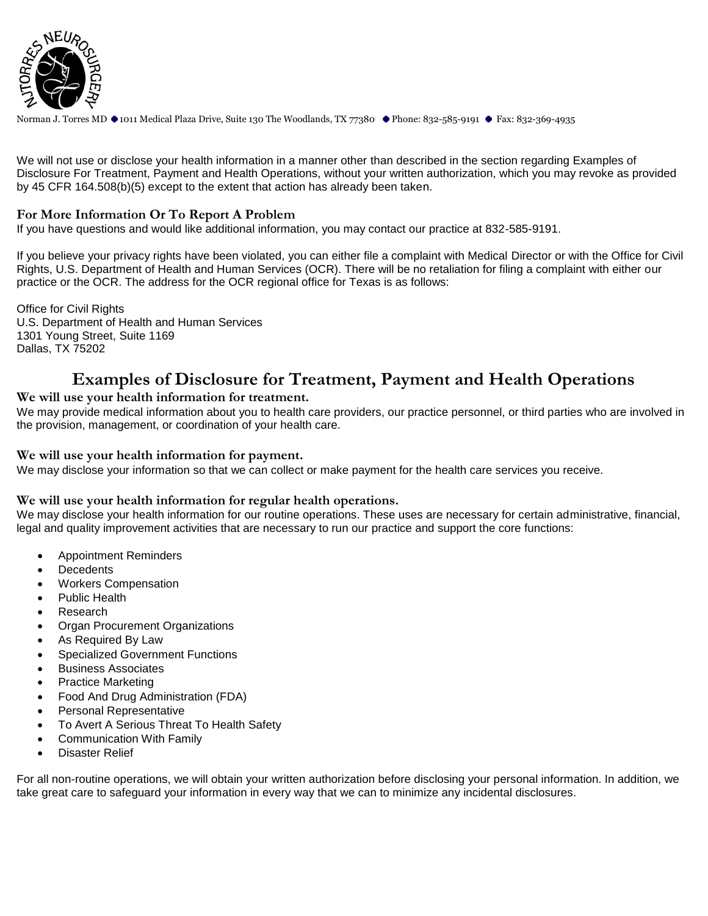Norman J. Torres MD • 1011 Medical Plaza Drive, Suite 130 The Woodlands, TX 77380 • Phone: 832-585-9191 • Fax: 832-369-4935

We will not use or disclose your health information in a manner other than described in the section regarding Examples of Disclosure For Treatment, Payment and Health Operations, without your written authorization, which you may revoke as provided by 45 CFR 164.508(b)(5) except to the extent that action has already been taken.

### For More Information Or To Report A Problem

If you have questions and would like additional information, you may contact our practice at 832-585-9191.

If you believe your privacy rights have been violated, you can either file a complaint with Medical Director or with the Office for Civil Rights, U.S. Department of Health and Human Services (OCR). There will be no retaliation for filing a complaint with either our practice or the OCR. The address for the OCR regional office for Texas is as follows:

Office for Civil Rights
U.S. Department of Health and Human Services
1301 Young Street, Suite 1169
Dallas, TX 75202

## Examples of Disclosure for Treatment, Payment and Health Operations

### We will use your health information for treatment.

We may provide medical information about you to health care providers, our practice personnel, or third parties who are involved in the provision, management, or coordination of your health care.

### We will use your health information for payment.

We may disclose your information so that we can collect or make payment for the health care services you receive.

### We will use your health information for regular health operations.

We may disclose your health information for our routine operations. These uses are necessary for certain administrative, financial, legal and quality improvement activities that are necessary to run our practice and support the core functions:

- Appointment Reminders
- Decedents
- Workers Compensation
- Public Health
- Research
- Organ Procurement Organizations
- As Required By Law
- Specialized Government Functions
- Business Associates
- Practice Marketing
- Food And Drug Administration (FDA)
- Personal Representative
- To Avert A Serious Threat To Health Safety
- Communication With Family
- Disaster Relief

For all non-routine operations, we will obtain your written authorization before disclosing your personal information. In addition, we take great care to safeguard your information in every way that we can to minimize any incidental disclosures.